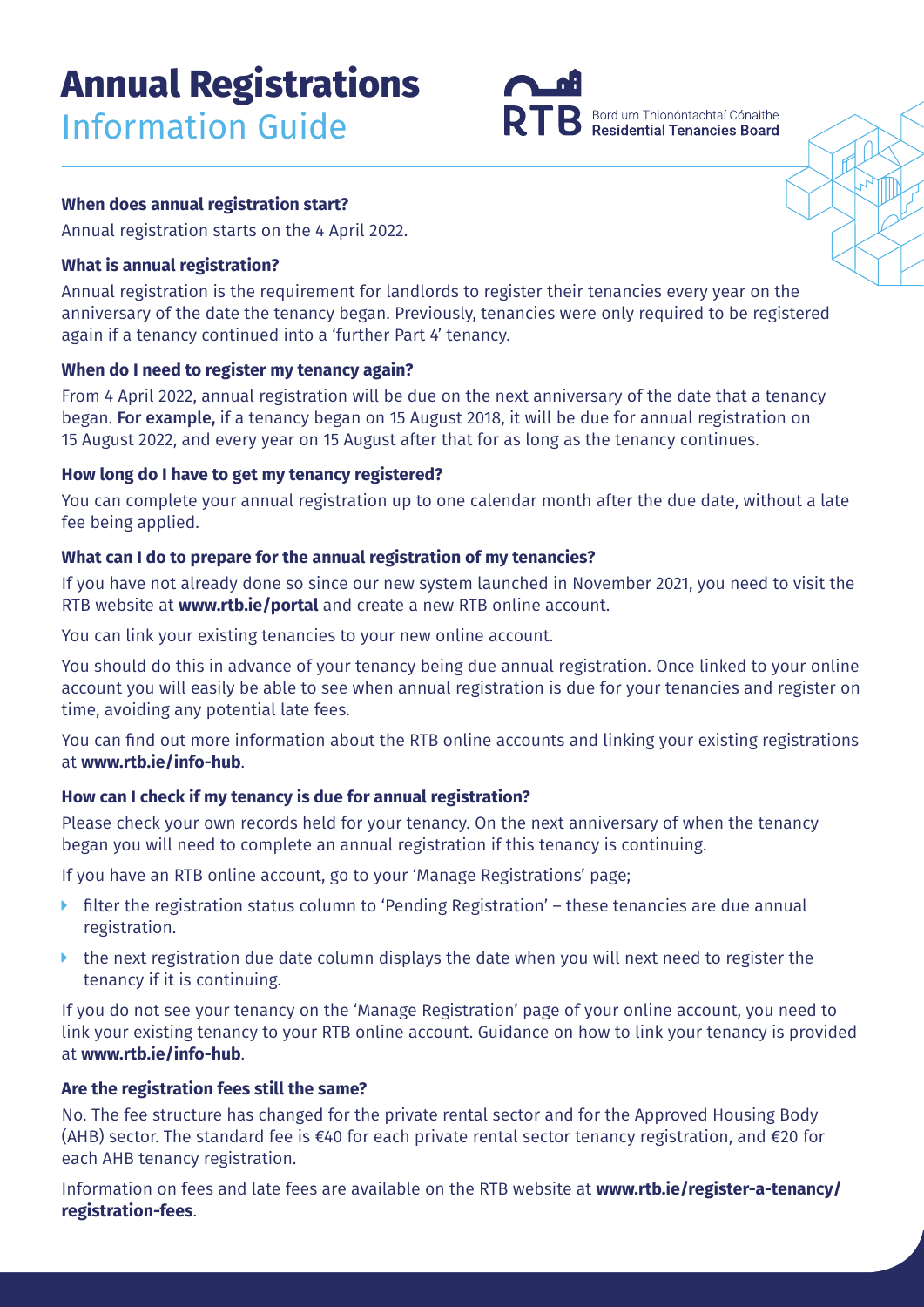# Annual Registrations

## Information Guide

RTB Bord um Thionóntachtaí Cónaithe Residential Tenancies Board

**When does annual registration start?**

Annual registration starts on the 4 April 2022.

**What is annual registration?**

Annual registration is the requirement for landlords to register their tenancies every year on the anniversary of the date the tenancy began. Previously, tenancies were only required to be registered again if a tenancy continued into a 'further Part 4' tenancy.

**When do I need to register my tenancy again?**

From 4 April 2022, annual registration will be due on the next anniversary of the date that a tenancy began. **For example,** if a tenancy began on 15 August 2018, it will be due for annual registration on 15 August 2022, and every year on 15 August after that for as long as the tenancy continues.

**How long do I have to get my tenancy registered?**

You can complete your annual registration up to one calendar month after the due date, without a late fee being applied.

**What can I do to prepare for the annual registration of my tenancies?**

If you have not already done so since our new system launched in November 2021, you need to visit the RTB website at **www.rtb.ie/portal** and create a new RTB online account.

You can link your existing tenancies to your new online account.

You should do this in advance of your tenancy being due annual registration. Once linked to your online account you will easily be able to see when annual registration is due for your tenancies and register on time, avoiding any potential late fees.

You can find out more information about the RTB online accounts and linking your existing registrations at **www.rtb.ie/info-hub**.

**How can I check if my tenancy is due for annual registration?**

Please check your own records held for your tenancy. On the next anniversary of when the tenancy began you will need to complete an annual registration if this tenancy is continuing.

If you have an RTB online account, go to your 'Manage Registrations' page;

- filter the registration status column to 'Pending Registration' – these tenancies are due annual registration.
- the next registration due date column displays the date when you will next need to register the tenancy if it is continuing.

If you do not see your tenancy on the 'Manage Registration' page of your online account, you need to link your existing tenancy to your RTB online account. Guidance on how to link your tenancy is provided at **www.rtb.ie/info-hub**.

**Are the registration fees still the same?**

No. The fee structure has changed for the private rental sector and for the Approved Housing Body (AHB) sector. The standard fee is €40 for each private rental sector tenancy registration, and €20 for each AHB tenancy registration.

Information on fees and late fees are available on the RTB website at **www.rtb.ie/register-a-tenancy/registration-fees**.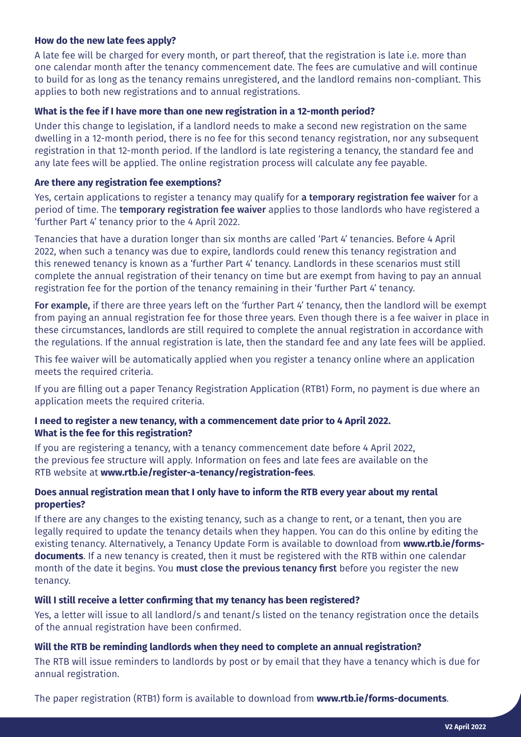### How do the new late fees apply?

A late fee will be charged for every month, or part thereof, that the registration is late i.e. more than one calendar month after the tenancy commencement date. The fees are cumulative and will continue to build for as long as the tenancy remains unregistered, and the landlord remains non-compliant. This applies to both new registrations and to annual registrations.

### What is the fee if I have more than one new registration in a 12-month period?

Under this change to legislation, if a landlord needs to make a second new registration on the same dwelling in a 12-month period, there is no fee for this second tenancy registration, nor any subsequent registration in that 12-month period. If the landlord is late registering a tenancy, the standard fee and any late fees will be applied. The online registration process will calculate any fee payable.

### Are there any registration fee exemptions?

Yes, certain applications to register a tenancy may qualify for **a temporary registration fee waiver** for a period of time. The **temporary registration fee waiver** applies to those landlords who have registered a 'further Part 4' tenancy prior to the 4 April 2022.

Tenancies that have a duration longer than six months are called 'Part 4' tenancies. Before 4 April 2022, when such a tenancy was due to expire, landlords could renew this tenancy registration and this renewed tenancy is known as a 'further Part 4' tenancy. Landlords in these scenarios must still complete the annual registration of their tenancy on time but are exempt from having to pay an annual registration fee for the portion of the tenancy remaining in their 'further Part 4' tenancy.

**For example,** if there are three years left on the 'further Part 4' tenancy, then the landlord will be exempt from paying an annual registration fee for those three years. Even though there is a fee waiver in place in these circumstances, landlords are still required to complete the annual registration in accordance with the regulations. If the annual registration is late, then the standard fee and any late fees will be applied.

This fee waiver will be automatically applied when you register a tenancy online where an application meets the required criteria.

If you are filling out a paper Tenancy Registration Application (RTB1) Form, no payment is due where an application meets the required criteria.

### I need to register a new tenancy, with a commencement date prior to 4 April 2022. What is the fee for this registration?

If you are registering a tenancy, with a tenancy commencement date before 4 April 2022, the previous fee structure will apply. Information on fees and late fees are available on the RTB website at **www.rtb.ie/register-a-tenancy/registration-fees**.

### Does annual registration mean that I only have to inform the RTB every year about my rental properties?

If there are any changes to the existing tenancy, such as a change to rent, or a tenant, then you are legally required to update the tenancy details when they happen. You can do this online by editing the existing tenancy. Alternatively, a Tenancy Update Form is available to download from **www.rtb.ie/forms-documents**. If a new tenancy is created, then it must be registered with the RTB within one calendar month of the date it begins. You **must close the previous tenancy first** before you register the new tenancy.

### Will I still receive a letter confirming that my tenancy has been registered?

Yes, a letter will issue to all landlord/s and tenant/s listed on the tenancy registration once the details of the annual registration have been confirmed.

### Will the RTB be reminding landlords when they need to complete an annual registration?

The RTB will issue reminders to landlords by post or by email that they have a tenancy which is due for annual registration.

The paper registration (RTB1) form is available to download from **www.rtb.ie/forms-documents**.

V2 April 2022